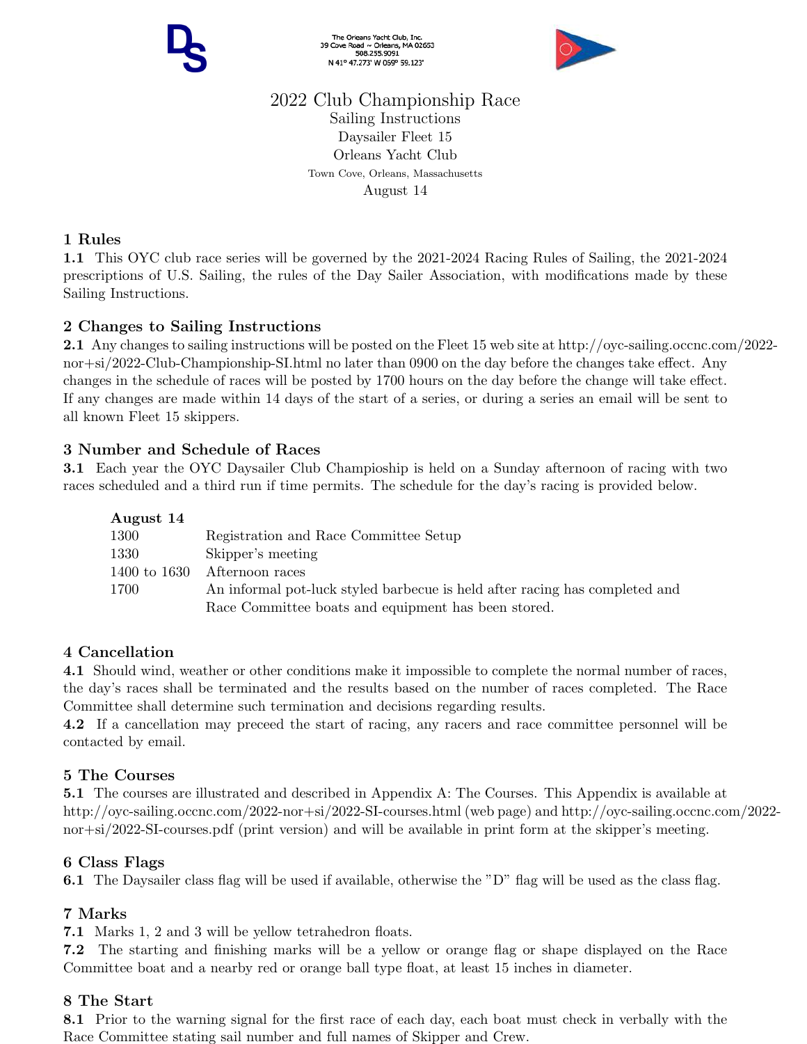The Orleans Yacht Club, Inc.
39 Cove Road ~ Orleans, MA 02653
508.255.9091
N 41° 47.273' W 069° 59.123'

# 2022 Club Championship Race

Sailing Instructions
Daysailer Fleet 15
Orleans Yacht Club
Town Cove, Orleans, Massachusetts
August 14

## 1 Rules

**1.1** This OYC club race series will be governed by the 2021-2024 Racing Rules of Sailing, the 2021-2024 prescriptions of U.S. Sailing, the rules of the Day Sailer Association, with modifications made by these Sailing Instructions.

## 2 Changes to Sailing Instructions

**2.1** Any changes to sailing instructions will be posted on the Fleet 15 web site at http://oyc-sailing.occnc.com/2022-nor+si/2022-Club-Championship-SI.html no later than 0900 on the day before the changes take effect. Any changes in the schedule of races will be posted by 1700 hours on the day before the change will take effect. If any changes are made within 14 days of the start of a series, or during a series an email will be sent to all known Fleet 15 skippers.

## 3 Number and Schedule of Races

**3.1** Each year the OYC Daysailer Club Champioship is held on a Sunday afternoon of racing with two races scheduled and a third run if time permits. The schedule for the day's racing is provided below.

| **August 14** | |
|---|---|
| 1300 | Registration and Race Committee Setup |
| 1330 | Skipper's meeting |
| 1400 to 1630 | Afternoon races |
| 1700 | An informal pot-luck styled barbecue is held after racing has completed and Race Committee boats and equipment has been stored. |

## 4 Cancellation

**4.1** Should wind, weather or other conditions make it impossible to complete the normal number of races, the day's races shall be terminated and the results based on the number of races completed. The Race Committee shall determine such termination and decisions regarding results.

**4.2** If a cancellation may preceed the start of racing, any racers and race committee personnel will be contacted by email.

## 5 The Courses

**5.1** The courses are illustrated and described in Appendix A: The Courses. This Appendix is available at http://oyc-sailing.occnc.com/2022-nor+si/2022-SI-courses.html (web page) and http://oyc-sailing.occnc.com/2022-nor+si/2022-SI-courses.pdf (print version) and will be available in print form at the skipper's meeting.

## 6 Class Flags

**6.1** The Daysailer class flag will be used if available, otherwise the "D" flag will be used as the class flag.

## 7 Marks

**7.1** Marks 1, 2 and 3 will be yellow tetrahedron floats.

**7.2** The starting and finishing marks will be a yellow or orange flag or shape displayed on the Race Committee boat and a nearby red or orange ball type float, at least 15 inches in diameter.

## 8 The Start

**8.1** Prior to the warning signal for the first race of each day, each boat must check in verbally with the Race Committee stating sail number and full names of Skipper and Crew.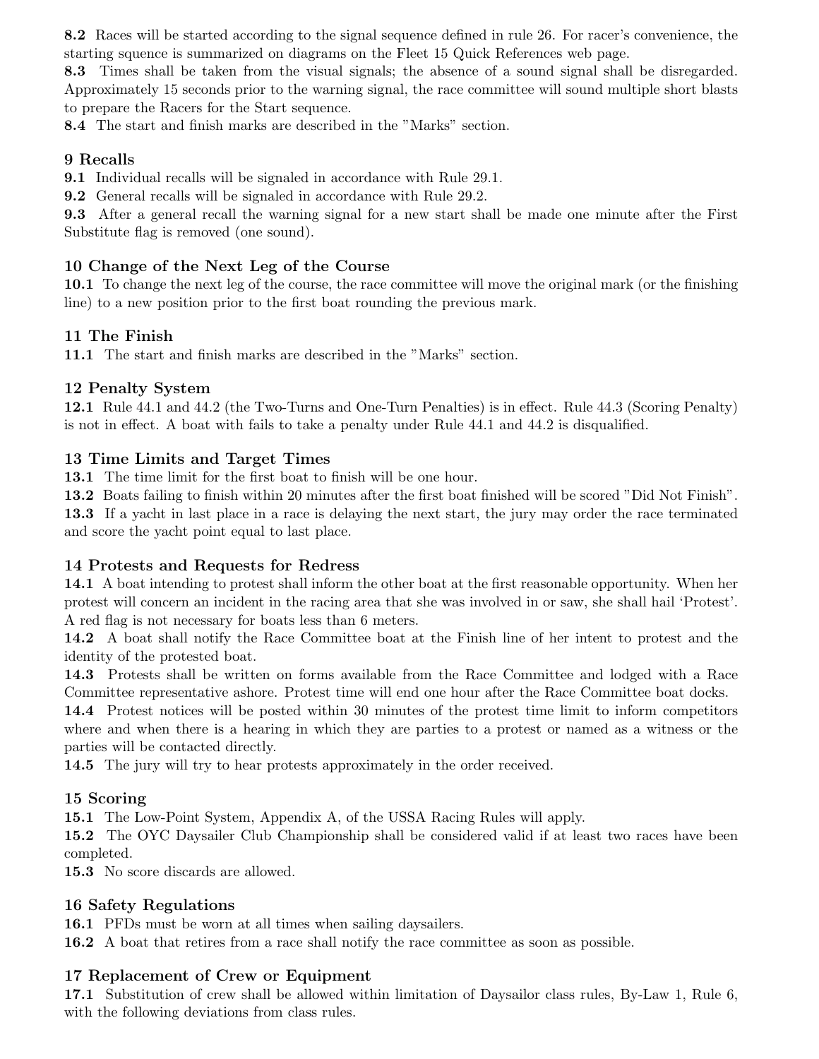**8.2** Races will be started according to the signal sequence defined in rule 26. For racer's convenience, the starting squence is summarized on diagrams on the Fleet 15 Quick References web page.
**8.3** Times shall be taken from the visual signals; the absence of a sound signal shall be disregarded. Approximately 15 seconds prior to the warning signal, the race committee will sound multiple short blasts to prepare the Racers for the Start sequence.
**8.4** The start and finish marks are described in the "Marks" section.

### 9 Recalls

**9.1** Individual recalls will be signaled in accordance with Rule 29.1.
**9.2** General recalls will be signaled in accordance with Rule 29.2.
**9.3** After a general recall the warning signal for a new start shall be made one minute after the First Substitute flag is removed (one sound).

### 10 Change of the Next Leg of the Course

**10.1** To change the next leg of the course, the race committee will move the original mark (or the finishing line) to a new position prior to the first boat rounding the previous mark.

### 11 The Finish

**11.1** The start and finish marks are described in the "Marks" section.

### 12 Penalty System

**12.1** Rule 44.1 and 44.2 (the Two-Turns and One-Turn Penalties) is in effect. Rule 44.3 (Scoring Penalty) is not in effect. A boat with fails to take a penalty under Rule 44.1 and 44.2 is disqualified.

### 13 Time Limits and Target Times

**13.1** The time limit for the first boat to finish will be one hour.
**13.2** Boats failing to finish within 20 minutes after the first boat finished will be scored "Did Not Finish".
**13.3** If a yacht in last place in a race is delaying the next start, the jury may order the race terminated and score the yacht point equal to last place.

### 14 Protests and Requests for Redress

**14.1** A boat intending to protest shall inform the other boat at the first reasonable opportunity. When her protest will concern an incident in the racing area that she was involved in or saw, she shall hail 'Protest'. A red flag is not necessary for boats less than 6 meters.
**14.2** A boat shall notify the Race Committee boat at the Finish line of her intent to protest and the identity of the protested boat.
**14.3** Protests shall be written on forms available from the Race Committee and lodged with a Race Committee representative ashore. Protest time will end one hour after the Race Committee boat docks.
**14.4** Protest notices will be posted within 30 minutes of the protest time limit to inform competitors where and when there is a hearing in which they are parties to a protest or named as a witness or the parties will be contacted directly.
**14.5** The jury will try to hear protests approximately in the order received.

### 15 Scoring

**15.1** The Low-Point System, Appendix A, of the USSA Racing Rules will apply.
**15.2** The OYC Daysailer Club Championship shall be considered valid if at least two races have been completed.
**15.3** No score discards are allowed.

### 16 Safety Regulations

**16.1** PFDs must be worn at all times when sailing daysailers.
**16.2** A boat that retires from a race shall notify the race committee as soon as possible.

### 17 Replacement of Crew or Equipment

**17.1** Substitution of crew shall be allowed within limitation of Daysailor class rules, By-Law 1, Rule 6, with the following deviations from class rules.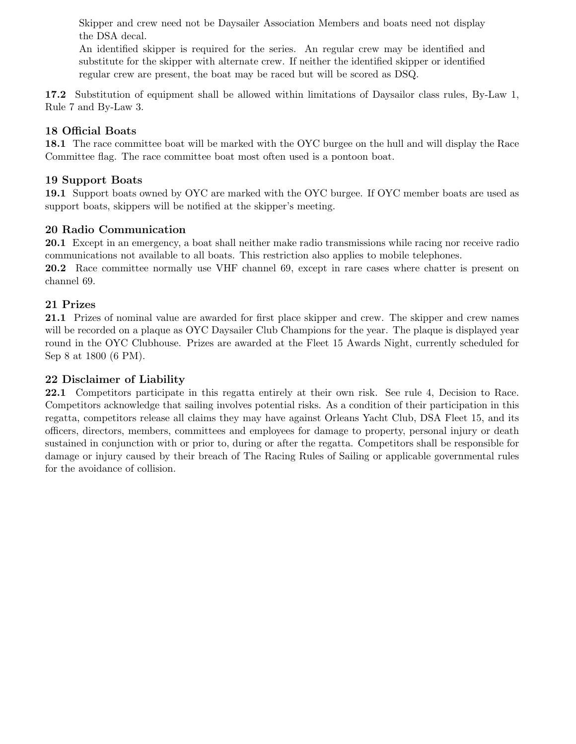Skipper and crew need not be Daysailer Association Members and boats need not display the DSA decal.

An identified skipper is required for the series. An regular crew may be identified and substitute for the skipper with alternate crew. If neither the identified skipper or identified regular crew are present, the boat may be raced but will be scored as DSQ.

**17.2** Substitution of equipment shall be allowed within limitations of Daysailor class rules, By-Law 1, Rule 7 and By-Law 3.

### 18 Official Boats

**18.1** The race committee boat will be marked with the OYC burgee on the hull and will display the Race Committee flag. The race committee boat most often used is a pontoon boat.

### 19 Support Boats

**19.1** Support boats owned by OYC are marked with the OYC burgee. If OYC member boats are used as support boats, skippers will be notified at the skipper's meeting.

### 20 Radio Communication

**20.1** Except in an emergency, a boat shall neither make radio transmissions while racing nor receive radio communications not available to all boats. This restriction also applies to mobile telephones.

**20.2** Race committee normally use VHF channel 69, except in rare cases where chatter is present on channel 69.

### 21 Prizes

**21.1** Prizes of nominal value are awarded for first place skipper and crew. The skipper and crew names will be recorded on a plaque as OYC Daysailer Club Champions for the year. The plaque is displayed year round in the OYC Clubhouse. Prizes are awarded at the Fleet 15 Awards Night, currently scheduled for Sep 8 at 1800 (6 PM).

### 22 Disclaimer of Liability

**22.1** Competitors participate in this regatta entirely at their own risk. See rule 4, Decision to Race. Competitors acknowledge that sailing involves potential risks. As a condition of their participation in this regatta, competitors release all claims they may have against Orleans Yacht Club, DSA Fleet 15, and its officers, directors, members, committees and employees for damage to property, personal injury or death sustained in conjunction with or prior to, during or after the regatta. Competitors shall be responsible for damage or injury caused by their breach of The Racing Rules of Sailing or applicable governmental rules for the avoidance of collision.